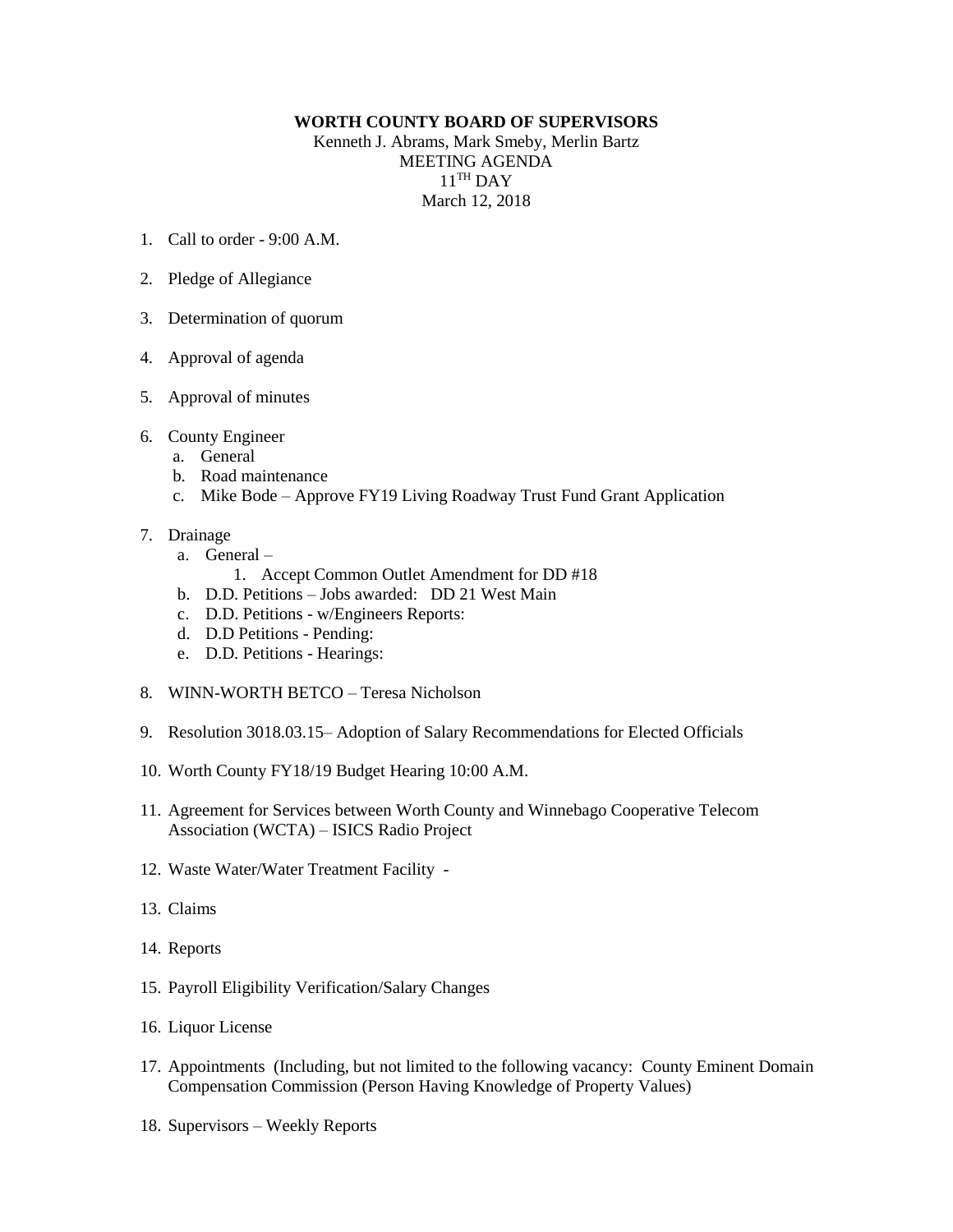**WORTH COUNTY BOARD OF SUPERVISORS**

Kenneth J. Abrams, Mark Smeby, Merlin Bartz
MEETING AGENDA
11TH DAY
March 12, 2018

1. Call to order - 9:00 A.M.

2. Pledge of Allegiance

3. Determination of quorum

4. Approval of agenda

5. Approval of minutes

6. County Engineer
   a. General
   b. Road maintenance
   c. Mike Bode – Approve FY19 Living Roadway Trust Fund Grant Application

7. Drainage
   a. General –
      1. Accept Common Outlet Amendment for DD #18
   b. D.D. Petitions – Jobs awarded: DD 21 West Main
   c. D.D. Petitions - w/Engineers Reports:
   d. D.D Petitions - Pending:
   e. D.D. Petitions - Hearings:

8. WINN-WORTH BETCO – Teresa Nicholson

9. Resolution 3018.03.15– Adoption of Salary Recommendations for Elected Officials

10. Worth County FY18/19 Budget Hearing 10:00 A.M.

11. Agreement for Services between Worth County and Winnebago Cooperative Telecom Association (WCTA) – ISICS Radio Project

12. Waste Water/Water Treatment Facility -

13. Claims

14. Reports

15. Payroll Eligibility Verification/Salary Changes

16. Liquor License

17. Appointments (Including, but not limited to the following vacancy: County Eminent Domain Compensation Commission (Person Having Knowledge of Property Values)

18. Supervisors – Weekly Reports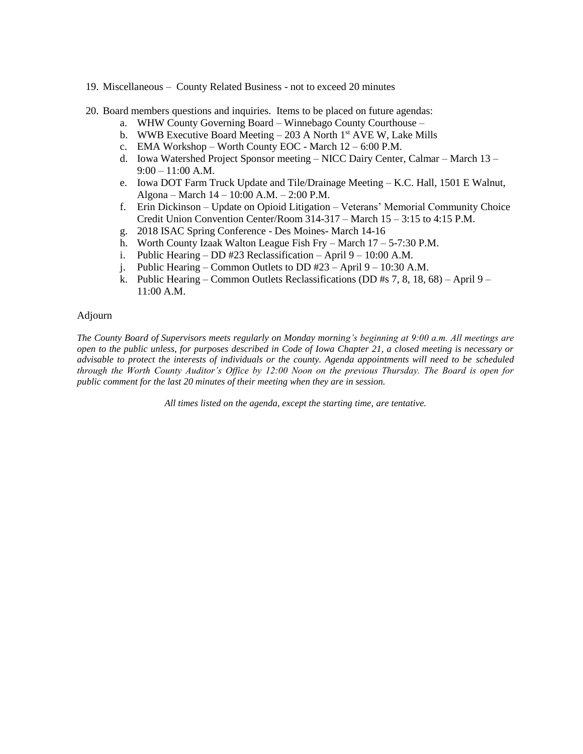19. Miscellaneous – County Related Business - not to exceed 20 minutes

20. Board members questions and inquiries. Items to be placed on future agendas:
    a. WHW County Governing Board – Winnebago County Courthouse –
    b. WWB Executive Board Meeting – 203 A North 1st AVE W, Lake Mills
    c. EMA Workshop – Worth County EOC - March 12 – 6:00 P.M.
    d. Iowa Watershed Project Sponsor meeting – NICC Dairy Center, Calmar – March 13 – 9:00 – 11:00 A.M.
    e. Iowa DOT Farm Truck Update and Tile/Drainage Meeting – K.C. Hall, 1501 E Walnut, Algona – March 14 – 10:00 A.M. – 2:00 P.M.
    f. Erin Dickinson – Update on Opioid Litigation – Veterans' Memorial Community Choice Credit Union Convention Center/Room 314-317 – March 15 – 3:15 to 4:15 P.M.
    g. 2018 ISAC Spring Conference - Des Moines- March 14-16
    h. Worth County Izaak Walton League Fish Fry – March 17 – 5-7:30 P.M.
    i. Public Hearing – DD #23 Reclassification – April 9 – 10:00 A.M.
    j. Public Hearing – Common Outlets to DD #23 – April 9 – 10:30 A.M.
    k. Public Hearing – Common Outlets Reclassifications (DD #s 7, 8, 18, 68) – April 9 – 11:00 A.M.

Adjourn

*The County Board of Supervisors meets regularly on Monday morning's beginning at 9:00 a.m. All meetings are open to the public unless, for purposes described in Code of Iowa Chapter 21, a closed meeting is necessary or advisable to protect the interests of individuals or the county. Agenda appointments will need to be scheduled through the Worth County Auditor's Office by 12:00 Noon on the previous Thursday. The Board is open for public comment for the last 20 minutes of their meeting when they are in session.*

*All times listed on the agenda, except the starting time, are tentative.*